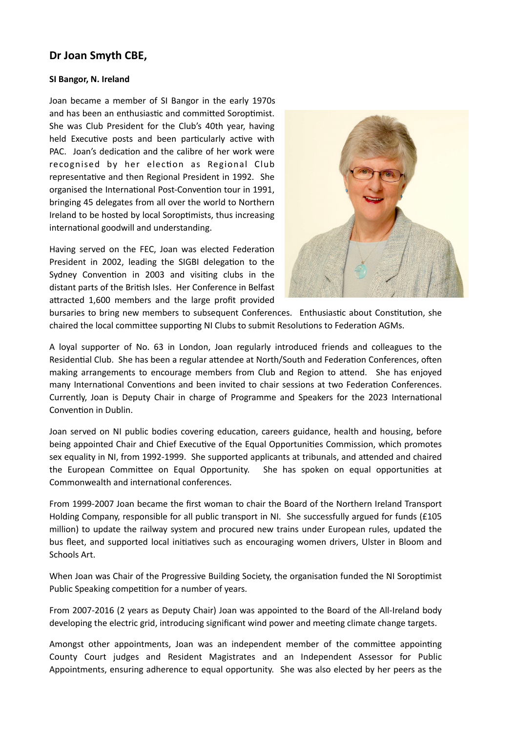## Dr Joan Smyth CBE,

**SI Bangor, N. Ireland**

Joan became a member of SI Bangor in the early 1970s and has been an enthusiastic and committed Soroptimist. She was Club President for the Club's 40th year, having held Executive posts and been particularly active with PAC. Joan's dedication and the calibre of her work were recognised by her election as Regional Club representative and then Regional President in 1992. She organised the International Post-Convention tour in 1991, bringing 45 delegates from all over the world to Northern Ireland to be hosted by local Soroptimists, thus increasing international goodwill and understanding.

Having served on the FEC, Joan was elected Federation President in 2002, leading the SIGBI delegation to the Sydney Convention in 2003 and visiting clubs in the distant parts of the British Isles. Her Conference in Belfast attracted 1,600 members and the large profit provided bursaries to bring new members to subsequent Conferences. Enthusiastic about Constitution, she chaired the local committee supporting NI Clubs to submit Resolutions to Federation AGMs.

A loyal supporter of No. 63 in London, Joan regularly introduced friends and colleagues to the Residential Club. She has been a regular attendee at North/South and Federation Conferences, often making arrangements to encourage members from Club and Region to attend. She has enjoyed many International Conventions and been invited to chair sessions at two Federation Conferences. Currently, Joan is Deputy Chair in charge of Programme and Speakers for the 2023 International Convention in Dublin.

Joan served on NI public bodies covering education, careers guidance, health and housing, before being appointed Chair and Chief Executive of the Equal Opportunities Commission, which promotes sex equality in NI, from 1992-1999. She supported applicants at tribunals, and attended and chaired the European Committee on Equal Opportunity. She has spoken on equal opportunities at Commonwealth and international conferences.

From 1999-2007 Joan became the first woman to chair the Board of the Northern Ireland Transport Holding Company, responsible for all public transport in NI. She successfully argued for funds (£105 million) to update the railway system and procured new trains under European rules, updated the bus fleet, and supported local initiatives such as encouraging women drivers, Ulster in Bloom and Schools Art.

When Joan was Chair of the Progressive Building Society, the organisation funded the NI Soroptimist Public Speaking competition for a number of years.

From 2007-2016 (2 years as Deputy Chair) Joan was appointed to the Board of the All-Ireland body developing the electric grid, introducing significant wind power and meeting climate change targets.

Amongst other appointments, Joan was an independent member of the committee appointing County Court judges and Resident Magistrates and an Independent Assessor for Public Appointments, ensuring adherence to equal opportunity. She was also elected by her peers as the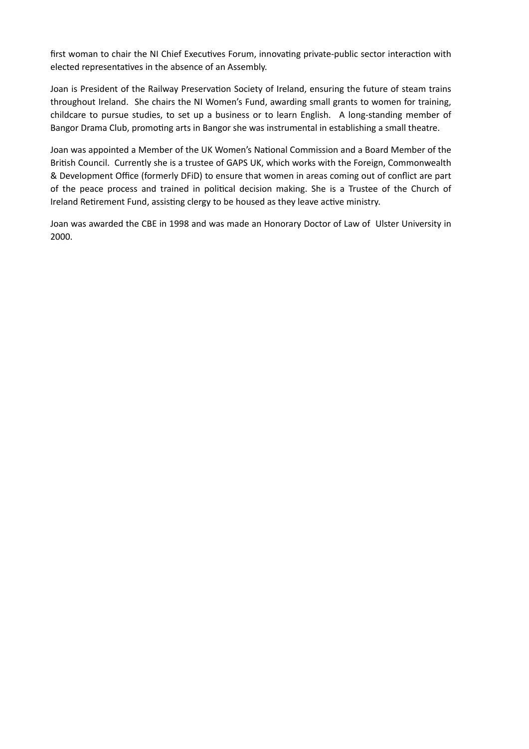first woman to chair the NI Chief Executives Forum, innovating private-public sector interaction with elected representatives in the absence of an Assembly.

Joan is President of the Railway Preservation Society of Ireland, ensuring the future of steam trains throughout Ireland. She chairs the NI Women's Fund, awarding small grants to women for training, childcare to pursue studies, to set up a business or to learn English. A long-standing member of Bangor Drama Club, promoting arts in Bangor she was instrumental in establishing a small theatre.

Joan was appointed a Member of the UK Women's National Commission and a Board Member of the British Council. Currently she is a trustee of GAPS UK, which works with the Foreign, Commonwealth & Development Office (formerly DFiD) to ensure that women in areas coming out of conflict are part of the peace process and trained in political decision making. She is a Trustee of the Church of Ireland Retirement Fund, assisting clergy to be housed as they leave active ministry.

Joan was awarded the CBE in 1998 and was made an Honorary Doctor of Law of Ulster University in 2000.